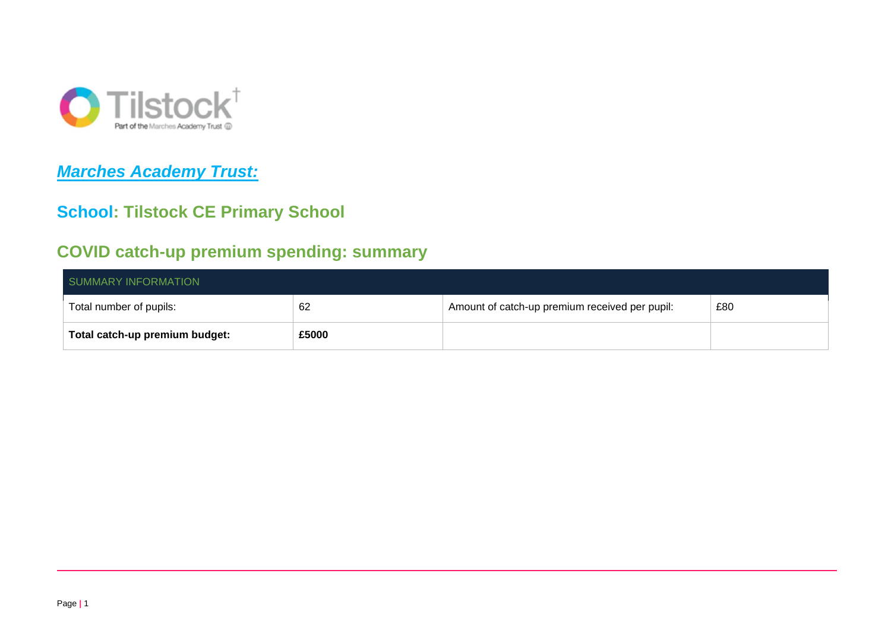Tilstock
Part of the Marches Academy Trust

## ***Marches Academy Trust:***

## School: Tilstock CE Primary School

## COVID catch-up premium spending: summary

| SUMMARY INFORMATION | | | |
|---|---|---|---|
| Total number of pupils: | 62 | Amount of catch-up premium received per pupil: | £80 |
| **Total catch-up premium budget:** | **£5000** | | |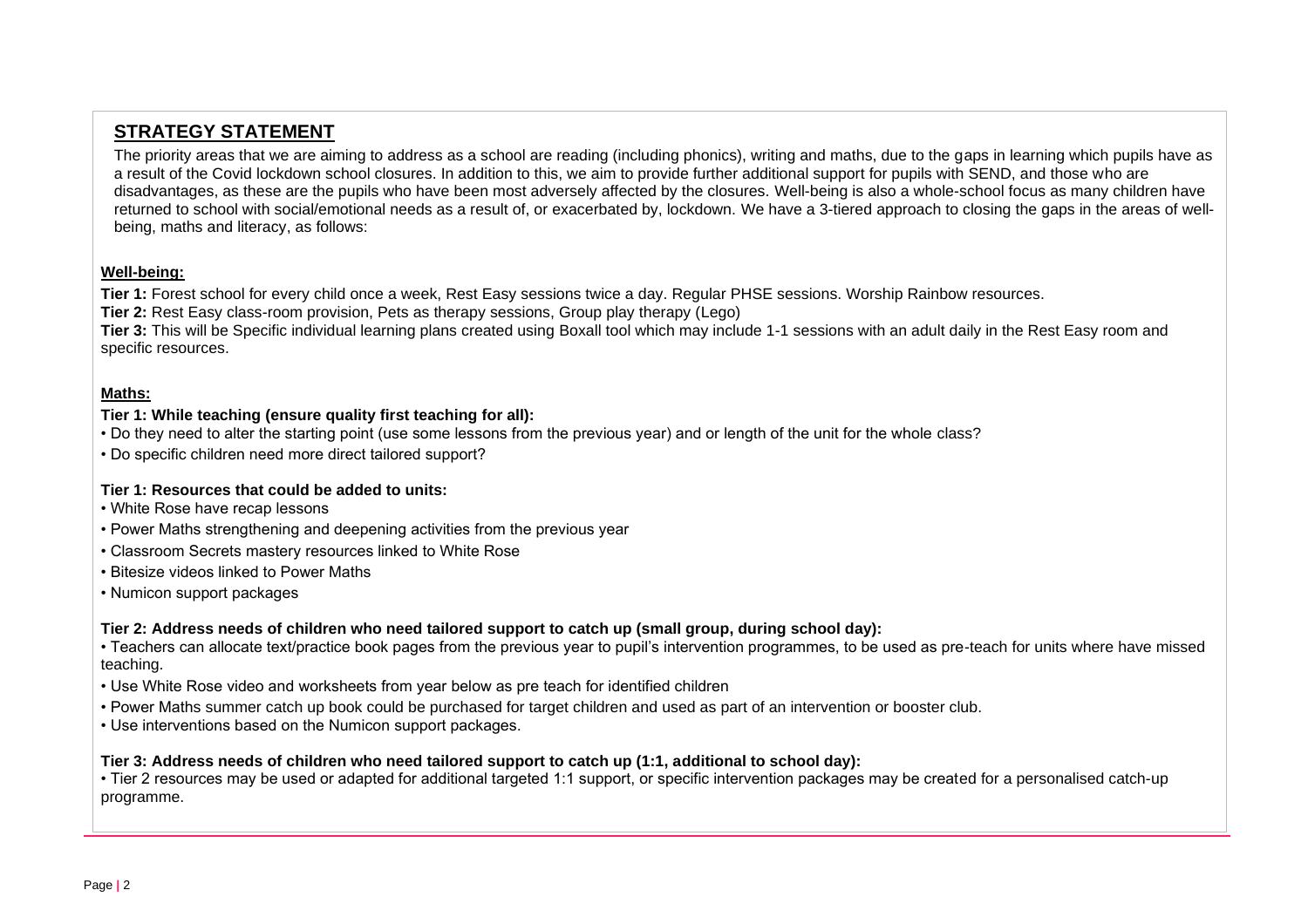## STRATEGY STATEMENT

The priority areas that we are aiming to address as a school are reading (including phonics), writing and maths, due to the gaps in learning which pupils have as a result of the Covid lockdown school closures. In addition to this, we aim to provide further additional support for pupils with SEND, and those who are disadvantages, as these are the pupils who have been most adversely affected by the closures. Well-being is also a whole-school focus as many children have returned to school with social/emotional needs as a result of, or exacerbated by, lockdown. We have a 3-tiered approach to closing the gaps in the areas of well-being, maths and literacy, as follows:

### Well-being:

**Tier 1:** Forest school for every child once a week, Rest Easy sessions twice a day. Regular PHSE sessions. Worship Rainbow resources.

**Tier 2:** Rest Easy class-room provision, Pets as therapy sessions, Group play therapy (Lego)

**Tier 3:** This will be Specific individual learning plans created using Boxall tool which may include 1-1 sessions with an adult daily in the Rest Easy room and specific resources.

### Maths:

**Tier 1: While teaching (ensure quality first teaching for all):**

- Do they need to alter the starting point (use some lessons from the previous year) and or length of the unit for the whole class?
- Do specific children need more direct tailored support?

**Tier 1: Resources that could be added to units:**

- White Rose have recap lessons
- Power Maths strengthening and deepening activities from the previous year
- Classroom Secrets mastery resources linked to White Rose
- Bitesize videos linked to Power Maths
- Numicon support packages

**Tier 2: Address needs of children who need tailored support to catch up (small group, during school day):**

- Teachers can allocate text/practice book pages from the previous year to pupil's intervention programmes, to be used as pre-teach for units where have missed teaching.
- Use White Rose video and worksheets from year below as pre teach for identified children
- Power Maths summer catch up book could be purchased for target children and used as part of an intervention or booster club.
- Use interventions based on the Numicon support packages.

**Tier 3: Address needs of children who need tailored support to catch up (1:1, additional to school day):**

- Tier 2 resources may be used or adapted for additional targeted 1:1 support, or specific intervention packages may be created for a personalised catch-up programme.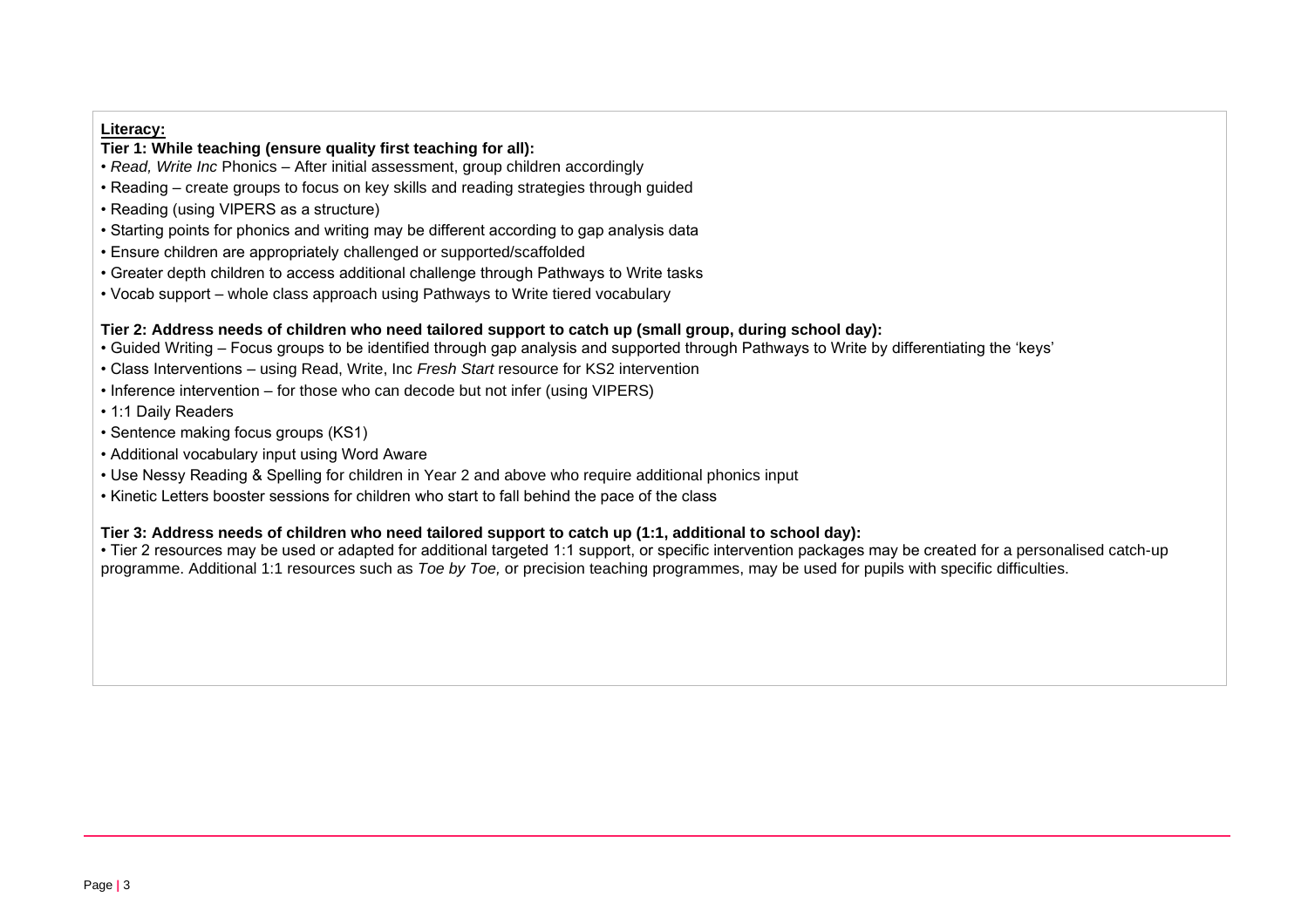**<u>Literacy:</u>**

**Tier 1: While teaching (ensure quality first teaching for all):**

- *Read, Write Inc* Phonics – After initial assessment, group children accordingly
- Reading – create groups to focus on key skills and reading strategies through guided
- Reading (using VIPERS as a structure)
- Starting points for phonics and writing may be different according to gap analysis data
- Ensure children are appropriately challenged or supported/scaffolded
- Greater depth children to access additional challenge through Pathways to Write tasks
- Vocab support – whole class approach using Pathways to Write tiered vocabulary

**Tier 2: Address needs of children who need tailored support to catch up (small group, during school day):**

- Guided Writing – Focus groups to be identified through gap analysis and supported through Pathways to Write by differentiating the 'keys'
- Class Interventions – using Read, Write, Inc *Fresh Start* resource for KS2 intervention
- Inference intervention – for those who can decode but not infer (using VIPERS)
- 1:1 Daily Readers
- Sentence making focus groups (KS1)
- Additional vocabulary input using Word Aware
- Use Nessy Reading & Spelling for children in Year 2 and above who require additional phonics input
- Kinetic Letters booster sessions for children who start to fall behind the pace of the class

**Tier 3: Address needs of children who need tailored support to catch up (1:1, additional to school day):**

- Tier 2 resources may be used or adapted for additional targeted 1:1 support, or specific intervention packages may be created for a personalised catch-up programme. Additional 1:1 resources such as *Toe by Toe,* or precision teaching programmes, may be used for pupils with specific difficulties.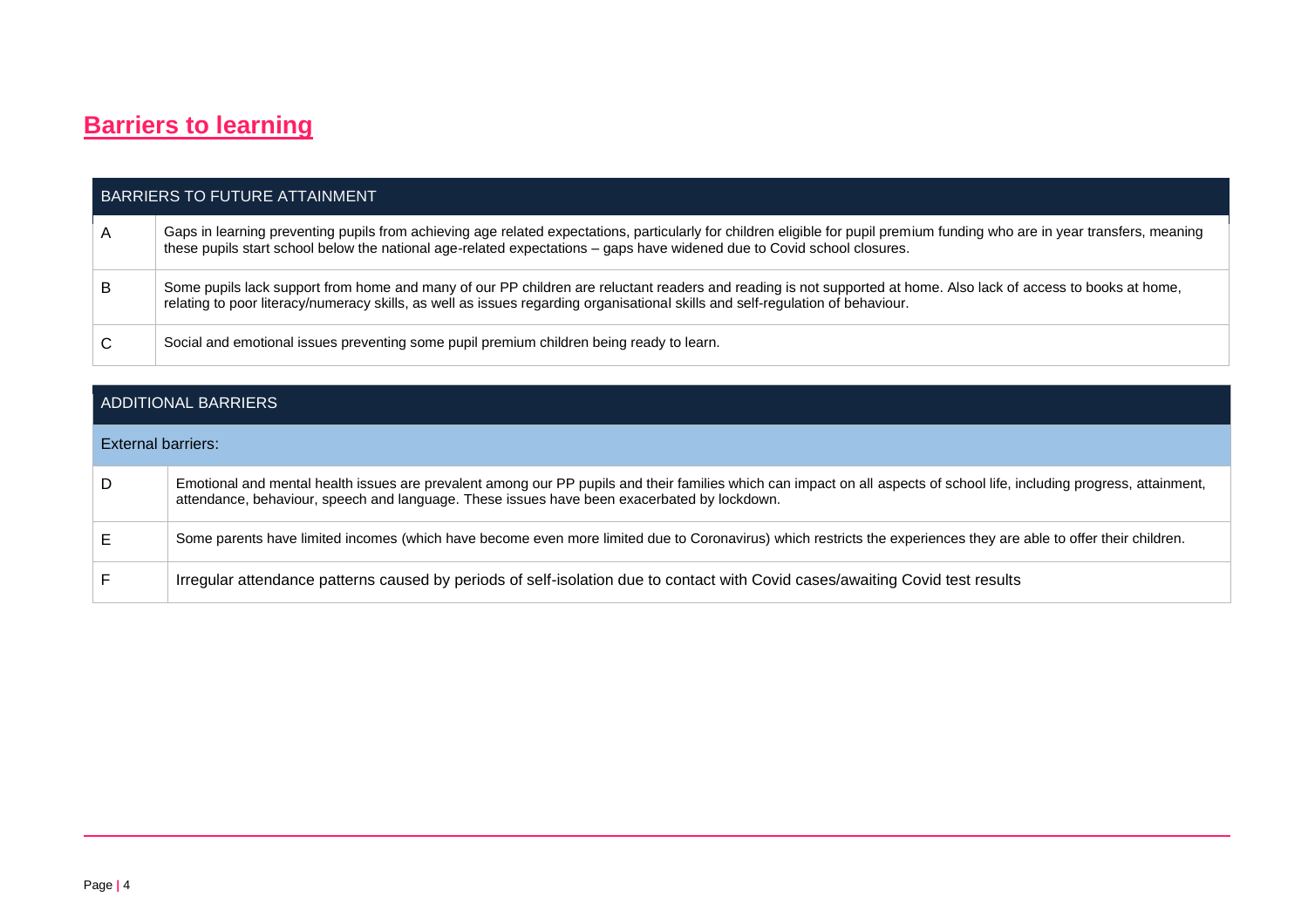## Barriers to learning

| BARRIERS TO FUTURE ATTAINMENT | |
|---|---|
| A | Gaps in learning preventing pupils from achieving age related expectations, particularly for children eligible for pupil premium funding who are in year transfers, meaning these pupils start school below the national age-related expectations – gaps have widened due to Covid school closures. |
| B | Some pupils lack support from home and many of our PP children are reluctant readers and reading is not supported at home. Also lack of access to books at home, relating to poor literacy/numeracy skills, as well as issues regarding organisational skills and self-regulation of behaviour. |
| C | Social and emotional issues preventing some pupil premium children being ready to learn. |

| ADDITIONAL BARRIERS | |
|---|---|
| External barriers: | |
| D | Emotional and mental health issues are prevalent among our PP pupils and their families which can impact on all aspects of school life, including progress, attainment, attendance, behaviour, speech and language. These issues have been exacerbated by lockdown. |
| E | Some parents have limited incomes (which have become even more limited due to Coronavirus) which restricts the experiences they are able to offer their children. |
| F | Irregular attendance patterns caused by periods of self-isolation due to contact with Covid cases/awaiting Covid test results |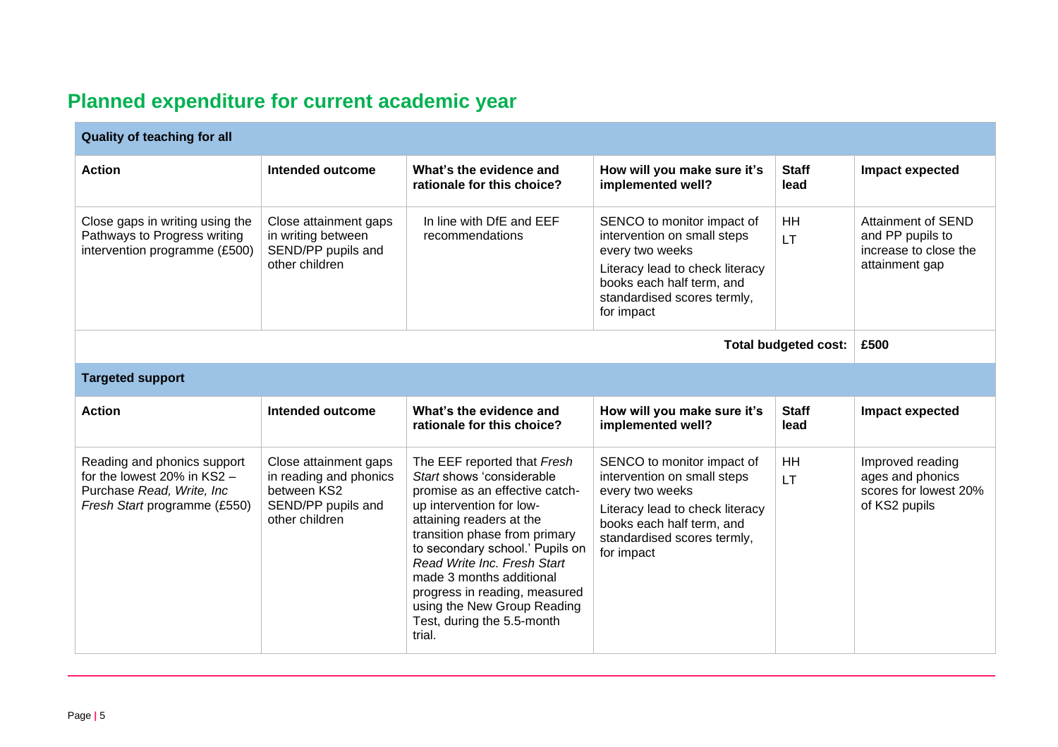## Planned expenditure for current academic year

| **Quality of teaching for all** | | | | | |
|---|---|---|---|---|---|
| **Action** | **Intended outcome** | **What's the evidence and rationale for this choice?** | **How will you make sure it's implemented well?** | **Staff lead** | **Impact expected** |
| Close gaps in writing using the Pathways to Progress writing intervention programme (£500) | Close attainment gaps in writing between SEND/PP pupils and other children | In line with DfE and EEF recommendations | SENCO to monitor impact of intervention on small steps every two weeks<br>Literacy lead to check literacy books each half term, and standardised scores termly, for impact | HH<br>LT | Attainment of SEND and PP pupils to increase to close the attainment gap |
| | | | | **Total budgeted cost:** | **£500** |

| **Targeted support** | | | | | |
|---|---|---|---|---|---|
| **Action** | **Intended outcome** | **What's the evidence and rationale for this choice?** | **How will you make sure it's implemented well?** | **Staff lead** | **Impact expected** |
| Reading and phonics support for the lowest 20% in KS2 – Purchase *Read, Write, Inc Fresh Start* programme (£550) | Close attainment gaps in reading and phonics between KS2 SEND/PP pupils and other children | The EEF reported that *Fresh Start* shows 'considerable promise as an effective catch-up intervention for low-attaining readers at the transition phase from primary to secondary school.' Pupils on *Read Write Inc. Fresh Start* made 3 months additional progress in reading, measured using the New Group Reading Test, during the 5.5-month trial. | SENCO to monitor impact of intervention on small steps every two weeks<br>Literacy lead to check literacy books each half term, and standardised scores termly, for impact | HH<br>LT | Improved reading ages and phonics scores for lowest 20% of KS2 pupils |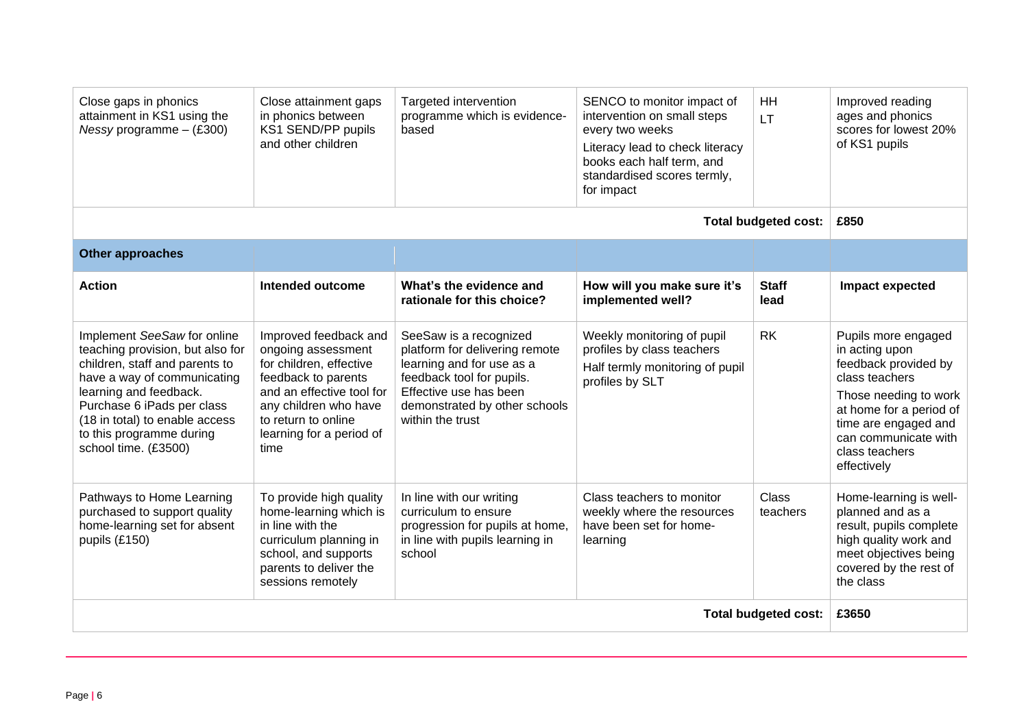| | | | | | |
|---|---|---|---|---|---|
| Close gaps in phonics attainment in KS1 using the *Nessy* programme – (£300) | Close attainment gaps in phonics between KS1 SEND/PP pupils and other children | Targeted intervention programme which is evidence-based | SENCO to monitor impact of intervention on small steps every two weeks<br>Literacy lead to check literacy books each half term, and standardised scores termly, for impact | HH<br>LT | Improved reading ages and phonics scores for lowest 20% of KS1 pupils |
| | | | | **Total budgeted cost:** | **£850** |

| **Other approaches** | | | | | |
|---|---|---|---|---|---|
| **Action** | **Intended outcome** | **What's the evidence and rationale for this choice?** | **How will you make sure it's implemented well?** | **Staff lead** | **Impact expected** |
| Implement *SeeSaw* for online teaching provision, but also for children, staff and parents to have a way of communicating learning and feedback. Purchase 6 iPads per class (18 in total) to enable access to this programme during school time. (£3500) | Improved feedback and ongoing assessment for children, effective feedback to parents and an effective tool for any children who have to return to online learning for a period of time | SeeSaw is a recognized platform for delivering remote learning and for use as a feedback tool for pupils. Effective use has been demonstrated by other schools within the trust | Weekly monitoring of pupil profiles by class teachers<br>Half termly monitoring of pupil profiles by SLT | RK | Pupils more engaged in acting upon feedback provided by class teachers<br>Those needing to work at home for a period of time are engaged and can communicate with class teachers effectively |
| Pathways to Home Learning purchased to support quality home-learning set for absent pupils (£150) | To provide high quality home-learning which is in line with the curriculum planning in school, and supports parents to deliver the sessions remotely | In line with our writing curriculum to ensure progression for pupils at home, in line with pupils learning in school | Class teachers to monitor weekly where the resources have been set for home-learning | Class teachers | Home-learning is well-planned and as a result, pupils complete high quality work and meet objectives being covered by the rest of the class |
| | | | | **Total budgeted cost:** | **£3650** |